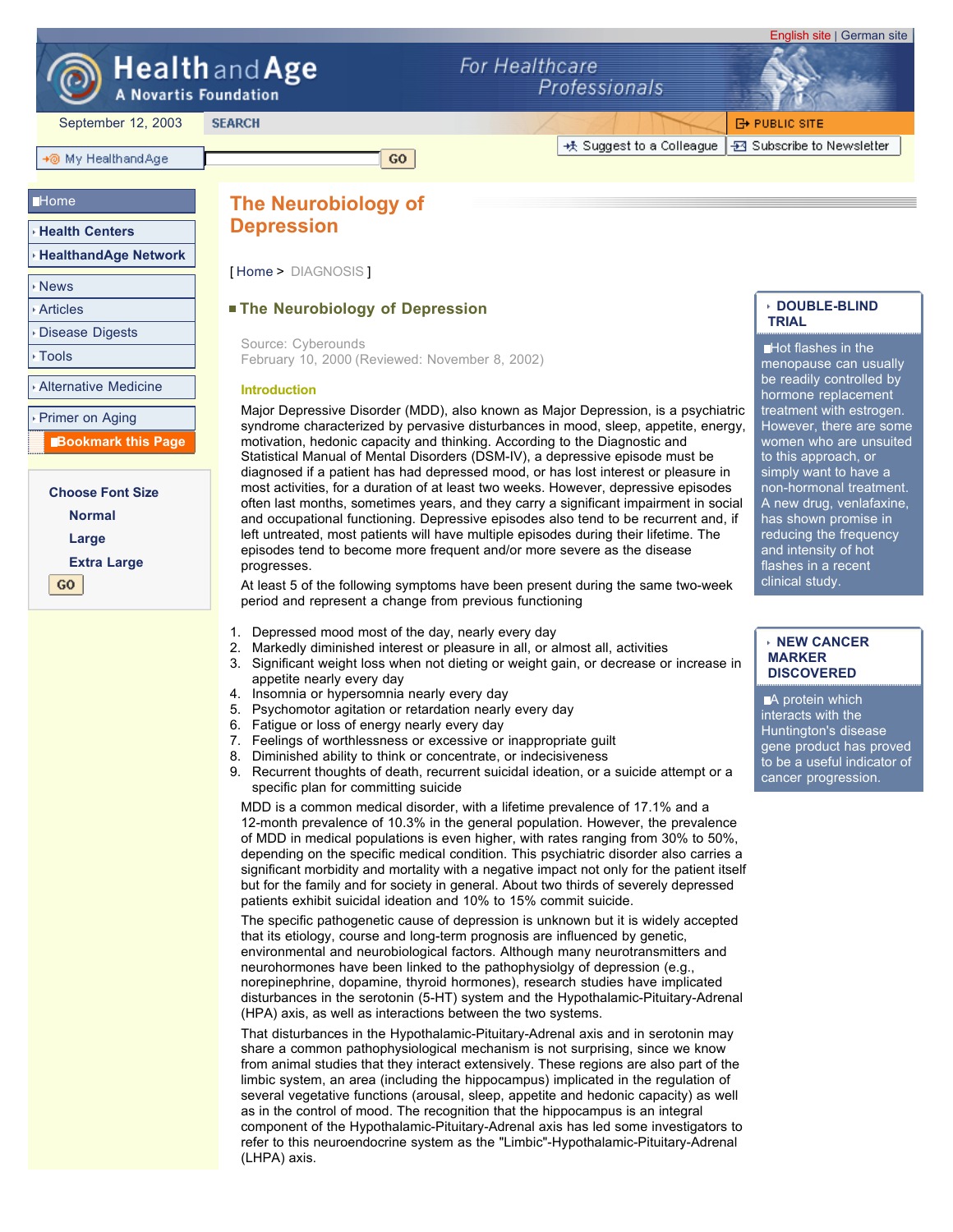# The Neurobiology of Depression

[ Home > DIAGNOSIS ]

## The Neurobiology of Depression

Source: Cyberounds
February 10, 2000 (Reviewed: November 8, 2002)

### Introduction

Major Depressive Disorder (MDD), also known as Major Depression, is a psychiatric syndrome characterized by pervasive disturbances in mood, sleep, appetite, energy, motivation, hedonic capacity and thinking. According to the Diagnostic and Statistical Manual of Mental Disorders (DSM-IV), a depressive episode must be diagnosed if a patient has had depressed mood, or has lost interest or pleasure in most activities, for a duration of at least two weeks. However, depressive episodes often last months, sometimes years, and they carry a significant impairment in social and occupational functioning. Depressive episodes also tend to be recurrent and, if left untreated, most patients will have multiple episodes during their lifetime. The episodes tend to become more frequent and/or more severe as the disease progresses.

At least 5 of the following symptoms have been present during the same two-week period and represent a change from previous functioning

1. Depressed mood most of the day, nearly every day
2. Markedly diminished interest or pleasure in all, or almost all, activities
3. Significant weight loss when not dieting or weight gain, or decrease or increase in appetite nearly every day
4. Insomnia or hypersomnia nearly every day
5. Psychomotor agitation or retardation nearly every day
6. Fatigue or loss of energy nearly every day
7. Feelings of worthlessness or excessive or inappropriate guilt
8. Diminished ability to think or concentrate, or indecisiveness
9. Recurrent thoughts of death, recurrent suicidal ideation, or a suicide attempt or a specific plan for committing suicide

MDD is a common medical disorder, with a lifetime prevalence of 17.1% and a 12-month prevalence of 10.3% in the general population. However, the prevalence of MDD in medical populations is even higher, with rates ranging from 30% to 50%, depending on the specific medical condition. This psychiatric disorder also carries a significant morbidity and mortality with a negative impact not only for the patient itself but for the family and for society in general. About two thirds of severely depressed patients exhibit suicidal ideation and 10% to 15% commit suicide.

The specific pathogenetic cause of depression is unknown but it is widely accepted that its etiology, course and long-term prognosis are influenced by genetic, environmental and neurobiological factors. Although many neurotransmitters and neurohormones have been linked to the pathophysiolgy of depression (e.g., norepinephrine, dopamine, thyroid hormones), research studies have implicated disturbances in the serotonin (5-HT) system and the Hypothalamic-Pituitary-Adrenal (HPA) axis, as well as interactions between the two systems.

That disturbances in the Hypothalamic-Pituitary-Adrenal axis and in serotonin may share a common pathophysiological mechanism is not surprising, since we know from animal studies that they interact extensively. These regions are also part of the limbic system, an area (including the hippocampus) implicated in the regulation of several vegetative functions (arousal, sleep, appetite and hedonic capacity) as well as in the control of mood. The recognition that the hippocampus is an integral component of the Hypothalamic-Pituitary-Adrenal axis has led some investigators to refer to this neuroendocrine system as the "Limbic"-Hypothalamic-Pituitary-Adrenal (LHPA) axis.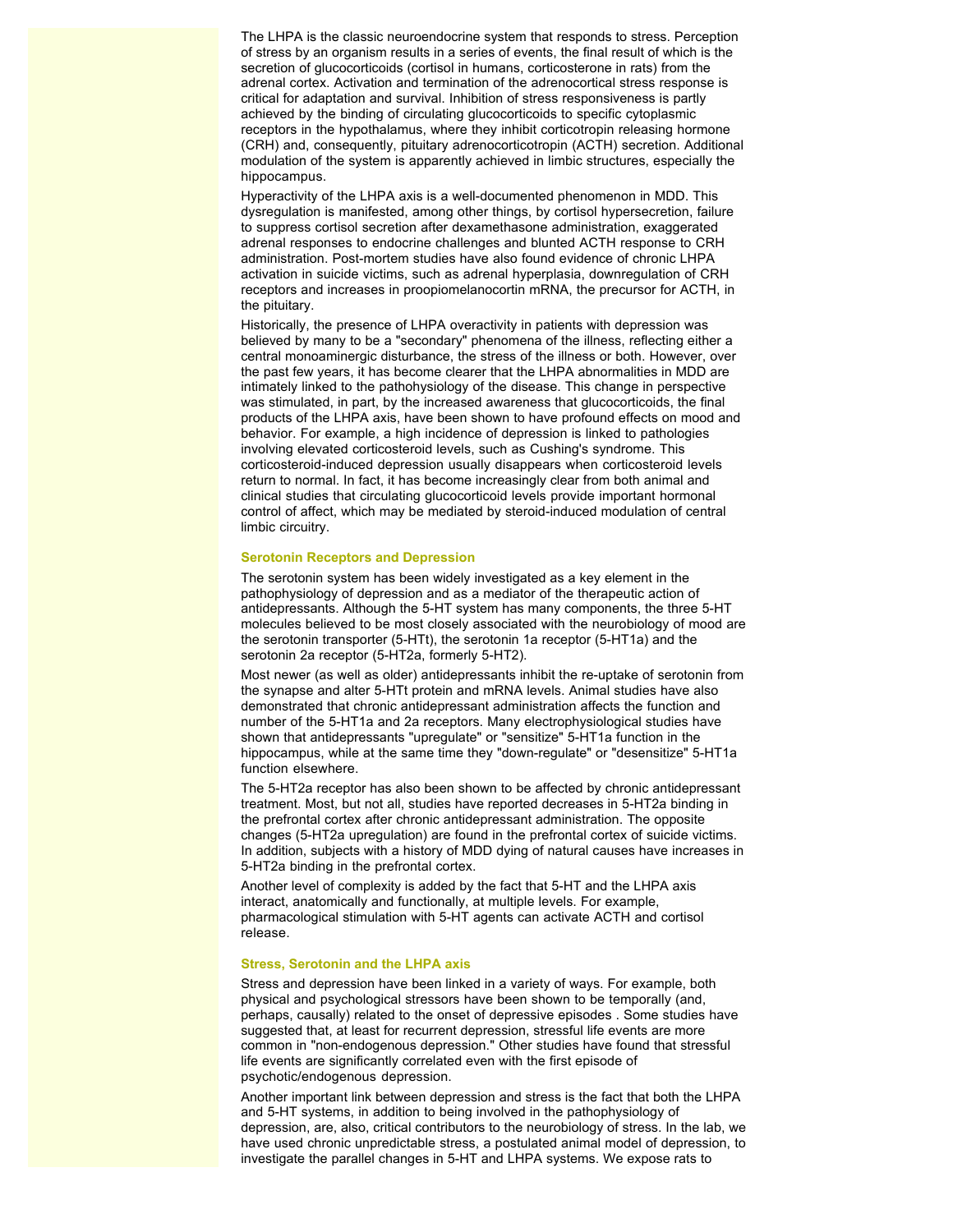The LHPA is the classic neuroendocrine system that responds to stress. Perception of stress by an organism results in a series of events, the final result of which is the secretion of glucocorticoids (cortisol in humans, corticosterone in rats) from the adrenal cortex. Activation and termination of the adrenocortical stress response is critical for adaptation and survival. Inhibition of stress responsiveness is partly achieved by the binding of circulating glucocorticoids to specific cytoplasmic receptors in the hypothalamus, where they inhibit corticotropin releasing hormone (CRH) and, consequently, pituitary adrenocorticotropin (ACTH) secretion. Additional modulation of the system is apparently achieved in limbic structures, especially the hippocampus.

Hyperactivity of the LHPA axis is a well-documented phenomenon in MDD. This dysregulation is manifested, among other things, by cortisol hypersecretion, failure to suppress cortisol secretion after dexamethasone administration, exaggerated adrenal responses to endocrine challenges and blunted ACTH response to CRH administration. Post-mortem studies have also found evidence of chronic LHPA activation in suicide victims, such as adrenal hyperplasia, downregulation of CRH receptors and increases in proopiomelanocortin mRNA, the precursor for ACTH, in the pituitary.

Historically, the presence of LHPA overactivity in patients with depression was believed by many to be a "secondary" phenomena of the illness, reflecting either a central monoaminergic disturbance, the stress of the illness or both. However, over the past few years, it has become clearer that the LHPA abnormalities in MDD are intimately linked to the pathohysiology of the disease. This change in perspective was stimulated, in part, by the increased awareness that glucocorticoids, the final products of the LHPA axis, have been shown to have profound effects on mood and behavior. For example, a high incidence of depression is linked to pathologies involving elevated corticosteroid levels, such as Cushing's syndrome. This corticosteroid-induced depression usually disappears when corticosteroid levels return to normal. In fact, it has become increasingly clear from both animal and clinical studies that circulating glucocorticoid levels provide important hormonal control of affect, which may be mediated by steroid-induced modulation of central limbic circuitry.

### Serotonin Receptors and Depression

The serotonin system has been widely investigated as a key element in the pathophysiology of depression and as a mediator of the therapeutic action of antidepressants. Although the 5-HT system has many components, the three 5-HT molecules believed to be most closely associated with the neurobiology of mood are the serotonin transporter (5-HTt), the serotonin 1a receptor (5-HT1a) and the serotonin 2a receptor (5-HT2a, formerly 5-HT2).

Most newer (as well as older) antidepressants inhibit the re-uptake of serotonin from the synapse and alter 5-HTt protein and mRNA levels. Animal studies have also demonstrated that chronic antidepressant administration affects the function and number of the 5-HT1a and 2a receptors. Many electrophysiological studies have shown that antidepressants "upregulate" or "sensitize" 5-HT1a function in the hippocampus, while at the same time they "down-regulate" or "desensitize" 5-HT1a function elsewhere.

The 5-HT2a receptor has also been shown to be affected by chronic antidepressant treatment. Most, but not all, studies have reported decreases in 5-HT2a binding in the prefrontal cortex after chronic antidepressant administration. The opposite changes (5-HT2a upregulation) are found in the prefrontal cortex of suicide victims. In addition, subjects with a history of MDD dying of natural causes have increases in 5-HT2a binding in the prefrontal cortex.

Another level of complexity is added by the fact that 5-HT and the LHPA axis interact, anatomically and functionally, at multiple levels. For example, pharmacological stimulation with 5-HT agents can activate ACTH and cortisol release.

### Stress, Serotonin and the LHPA axis

Stress and depression have been linked in a variety of ways. For example, both physical and psychological stressors have been shown to be temporally (and, perhaps, causally) related to the onset of depressive episodes . Some studies have suggested that, at least for recurrent depression, stressful life events are more common in "non-endogenous depression." Other studies have found that stressful life events are significantly correlated even with the first episode of psychotic/endogenous depression.

Another important link between depression and stress is the fact that both the LHPA and 5-HT systems, in addition to being involved in the pathophysiology of depression, are, also, critical contributors to the neurobiology of stress. In the lab, we have used chronic unpredictable stress, a postulated animal model of depression, to investigate the parallel changes in 5-HT and LHPA systems. We expose rats to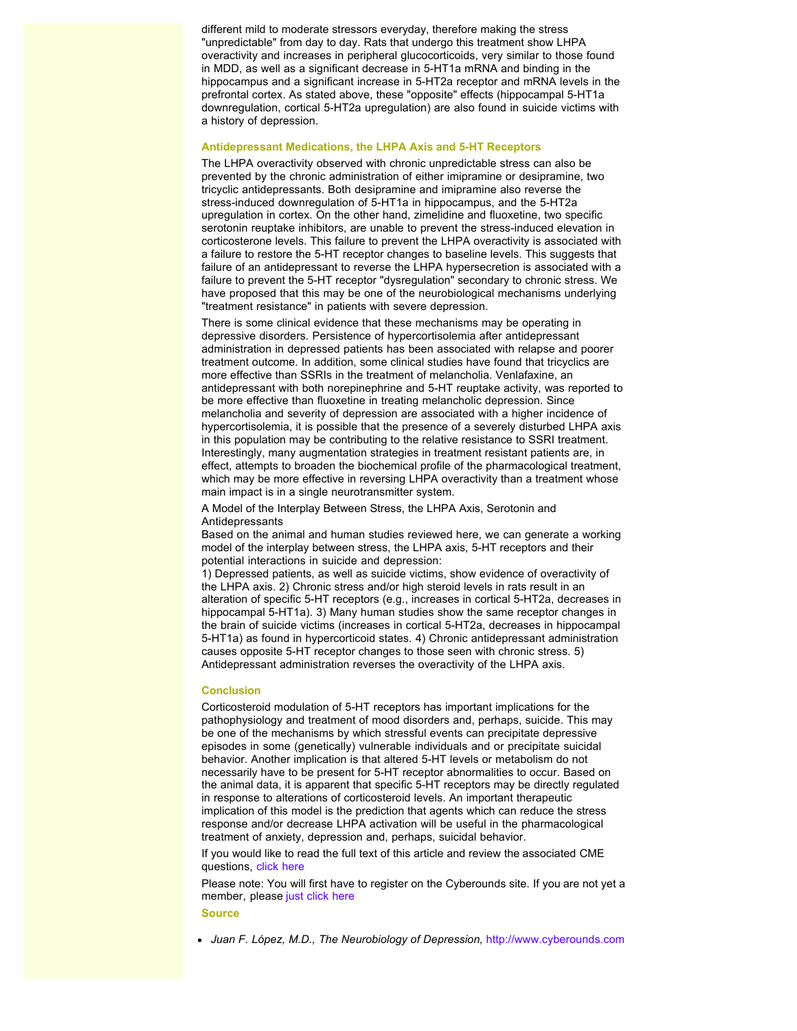different mild to moderate stressors everyday, therefore making the stress "unpredictable" from day to day. Rats that undergo this treatment show LHPA overactivity and increases in peripheral glucocorticoids, very similar to those found in MDD, as well as a significant decrease in 5-HT1a mRNA and binding in the hippocampus and a significant increase in 5-HT2a receptor and mRNA levels in the prefrontal cortex. As stated above, these "opposite" effects (hippocampal 5-HT1a downregulation, cortical 5-HT2a upregulation) are also found in suicide victims with a history of depression.

### Antidepressant Medications, the LHPA Axis and 5-HT Receptors

The LHPA overactivity observed with chronic unpredictable stress can also be prevented by the chronic administration of either imipramine or desipramine, two tricyclic antidepressants. Both desipramine and imipramine also reverse the stress-induced downregulation of 5-HT1a in hippocampus, and the 5-HT2a upregulation in cortex. On the other hand, zimelidine and fluoxetine, two specific serotonin reuptake inhibitors, are unable to prevent the stress-induced elevation in corticosterone levels. This failure to prevent the LHPA overactivity is associated with a failure to restore the 5-HT receptor changes to baseline levels. This suggests that failure of an antidepressant to reverse the LHPA hypersecretion is associated with a failure to prevent the 5-HT receptor "dysregulation" secondary to chronic stress. We have proposed that this may be one of the neurobiological mechanisms underlying "treatment resistance" in patients with severe depression.

There is some clinical evidence that these mechanisms may be operating in depressive disorders. Persistence of hypercortisolemia after antidepressant administration in depressed patients has been associated with relapse and poorer treatment outcome. In addition, some clinical studies have found that tricyclics are more effective than SSRIs in the treatment of melancholia. Venlafaxine, an antidepressant with both norepinephrine and 5-HT reuptake activity, was reported to be more effective than fluoxetine in treating melancholic depression. Since melancholia and severity of depression are associated with a higher incidence of hypercortisolemia, it is possible that the presence of a severely disturbed LHPA axis in this population may be contributing to the relative resistance to SSRI treatment. Interestingly, many augmentation strategies in treatment resistant patients are, in effect, attempts to broaden the biochemical profile of the pharmacological treatment, which may be more effective in reversing LHPA overactivity than a treatment whose main impact is in a single neurotransmitter system.

A Model of the Interplay Between Stress, the LHPA Axis, Serotonin and Antidepressants

Based on the animal and human studies reviewed here, we can generate a working model of the interplay between stress, the LHPA axis, 5-HT receptors and their potential interactions in suicide and depression:

1) Depressed patients, as well as suicide victims, show evidence of overactivity of the LHPA axis. 2) Chronic stress and/or high steroid levels in rats result in an alteration of specific 5-HT receptors (e.g., increases in cortical 5-HT2a, decreases in hippocampal 5-HT1a). 3) Many human studies show the same receptor changes in the brain of suicide victims (increases in cortical 5-HT2a, decreases in hippocampal 5-HT1a) as found in hypercorticoid states. 4) Chronic antidepressant administration causes opposite 5-HT receptor changes to those seen with chronic stress. 5) Antidepressant administration reverses the overactivity of the LHPA axis.

### Conclusion

Corticosteroid modulation of 5-HT receptors has important implications for the pathophysiology and treatment of mood disorders and, perhaps, suicide. This may be one of the mechanisms by which stressful events can precipitate depressive episodes in some (genetically) vulnerable individuals and or precipitate suicidal behavior. Another implication is that altered 5-HT levels or metabolism do not necessarily have to be present for 5-HT receptor abnormalities to occur. Based on the animal data, it is apparent that specific 5-HT receptors may be directly regulated in response to alterations of corticosteroid levels. An important therapeutic implication of this model is the prediction that agents which can reduce the stress response and/or decrease LHPA activation will be useful in the pharmacological treatment of anxiety, depression and, perhaps, suicidal behavior.

If you would like to read the full text of this article and review the associated CME questions, click here

Please note: You will first have to register on the Cyberounds site. If you are not yet a member, please just click here

### Source

- *Juan F. López, M.D., The Neurobiology of Depression,* http://www.cyberounds.com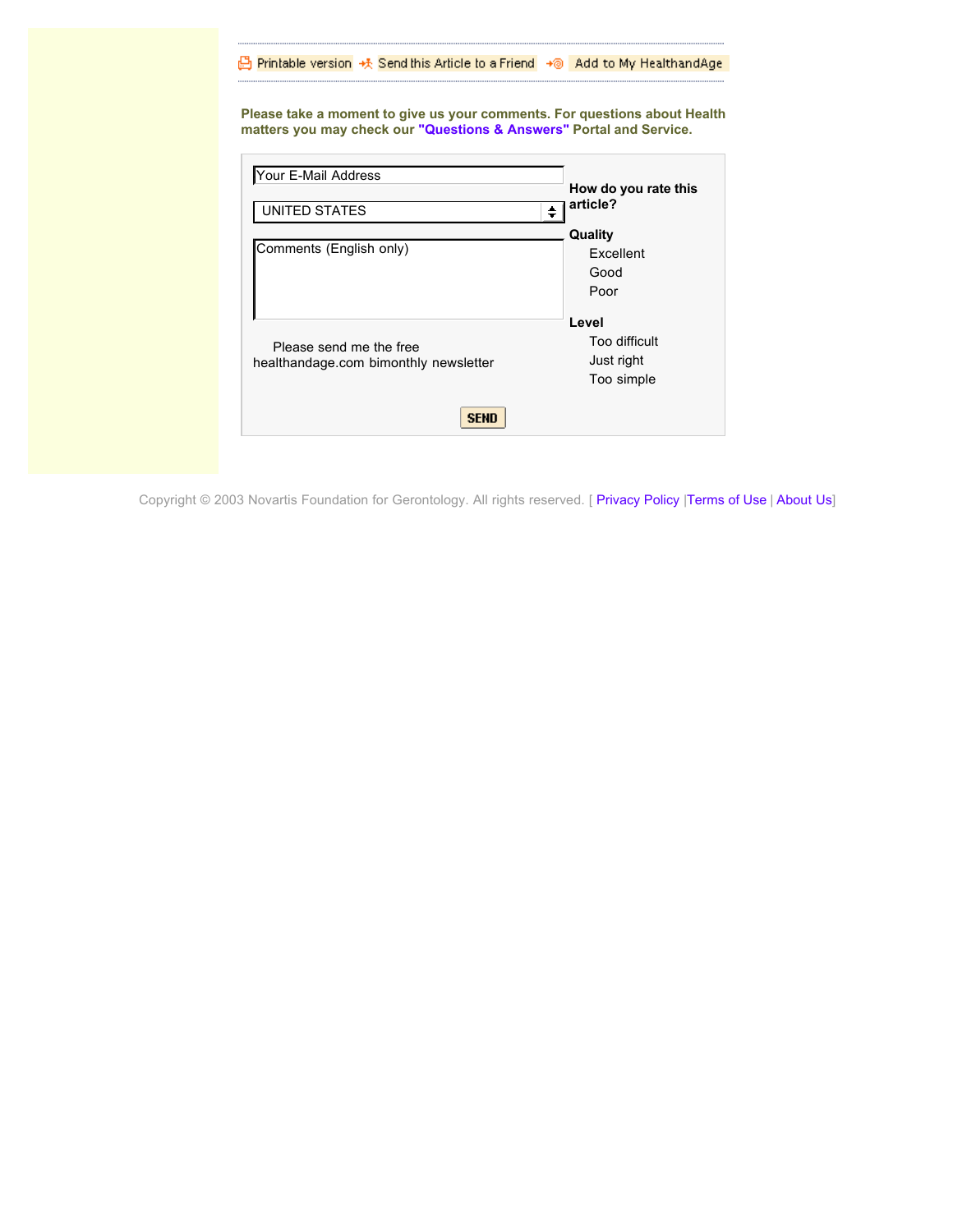Printable version | Send this Article to a Friend | Add to My HealthandAge

**Please take a moment to give us your comments. For questions about Health matters you may check our "Questions & Answers" Portal and Service.**

Your E-Mail Address

UNITED STATES

Comments (English only)

Please send me the free healthandage.com bimonthly newsletter

**How do you rate this article?**

**Quality**

- Excellent
- Good
- Poor

**Level**

- Too difficult
- Just right
- Too simple

SEND

Copyright © 2003 Novartis Foundation for Gerontology. All rights reserved. [ Privacy Policy | Terms of Use | About Us ]